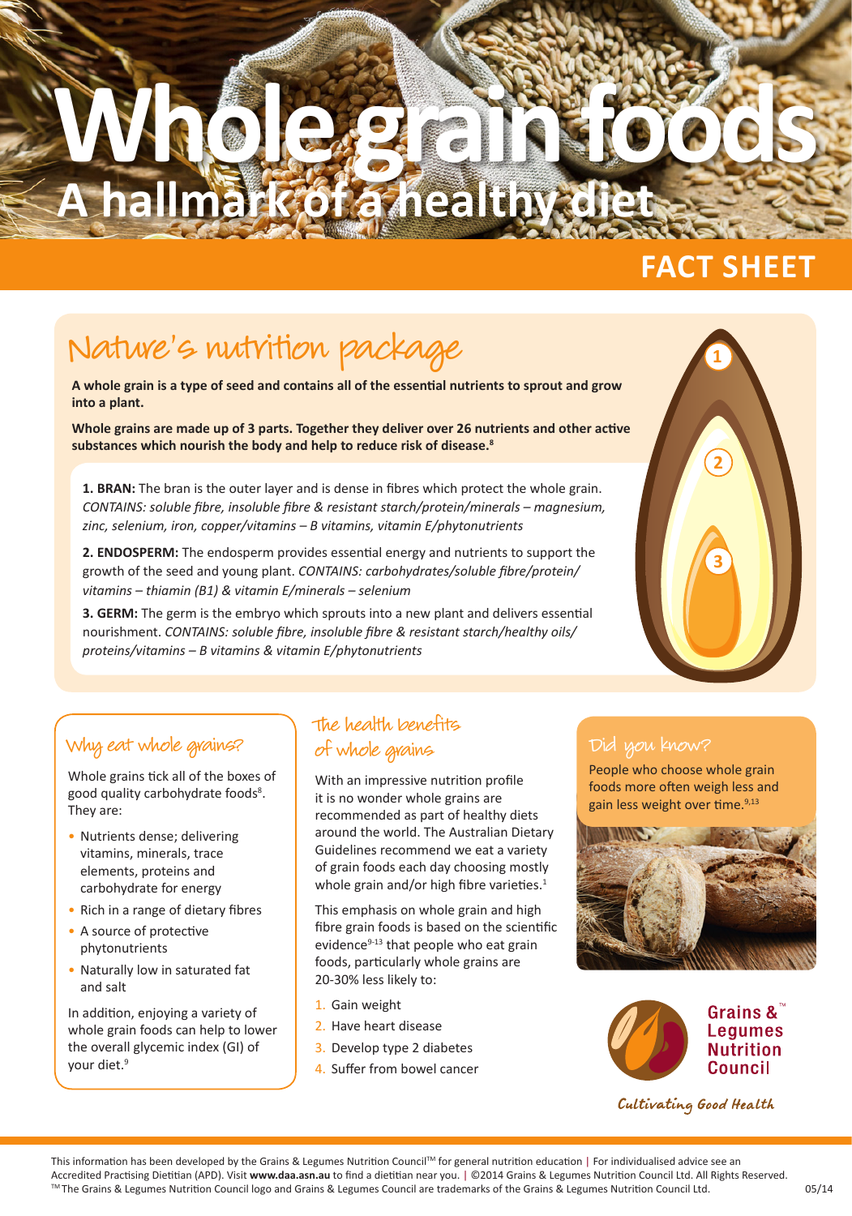# Whole grain foods

## A hallmark of a healthy diet

**FACT SHEET**

## Nature's nutrition package

**A whole grain is a type of seed and contains all of the essential nutrients to sprout and grow into a plant.**

**Whole grains are made up of 3 parts. Together they deliver over 26 nutrients and other active substances which nourish the body and help to reduce risk of disease.[8]**

**1. BRAN:** The bran is the outer layer and is dense in fibres which protect the whole grain. *CONTAINS: soluble fibre, insoluble fibre & resistant starch/protein/minerals – magnesium, zinc, selenium, iron, copper/vitamins – B vitamins, vitamin E/phytonutrients*

**2. ENDOSPERM:** The endosperm provides essential energy and nutrients to support the growth of the seed and young plant. *CONTAINS: carbohydrates/soluble fibre/protein/ vitamins – thiamin (B1) & vitamin E/minerals – selenium*

**3. GERM:** The germ is the embryo which sprouts into a new plant and delivers essential nourishment. *CONTAINS: soluble fibre, insoluble fibre & resistant starch/healthy oils/ proteins/vitamins – B vitamins & vitamin E/phytonutrients*

### Why eat whole grains?

Whole grains tick all of the boxes of good quality carbohydrate foods[8]. They are:

- Nutrients dense; delivering vitamins, minerals, trace elements, proteins and carbohydrate for energy
- Rich in a range of dietary fibres
- A source of protective phytonutrients
- Naturally low in saturated fat and salt

In addition, enjoying a variety of whole grain foods can help to lower the overall glycemic index (GI) of your diet.[9]

### The health benefits of whole grains

With an impressive nutrition profile it is no wonder whole grains are recommended as part of healthy diets around the world. The Australian Dietary Guidelines recommend we eat a variety of grain foods each day choosing mostly whole grain and/or high fibre varieties.[1]

This emphasis on whole grain and high fibre grain foods is based on the scientific evidence[9-13] that people who eat grain foods, particularly whole grains are 20-30% less likely to:

1. Gain weight
2. Have heart disease
3. Develop type 2 diabetes
4. Suffer from bowel cancer

### Did you know?

People who choose whole grain foods more often weigh less and gain less weight over time.[9,13]

Grains & Legumes Nutrition Council™

*Cultivating Good Health*

This information has been developed by the Grains & Legumes Nutrition Council™ for general nutrition education | For individualised advice see an Accredited Practising Dietitian (APD). Visit **www.daa.asn.au** to find a dietitian near you. | ©2014 Grains & Legumes Nutrition Council Ltd. All Rights Reserved. ™ The Grains & Legumes Nutrition Council logo and Grains & Legumes Council are trademarks of the Grains & Legumes Nutrition Council Ltd.

05/14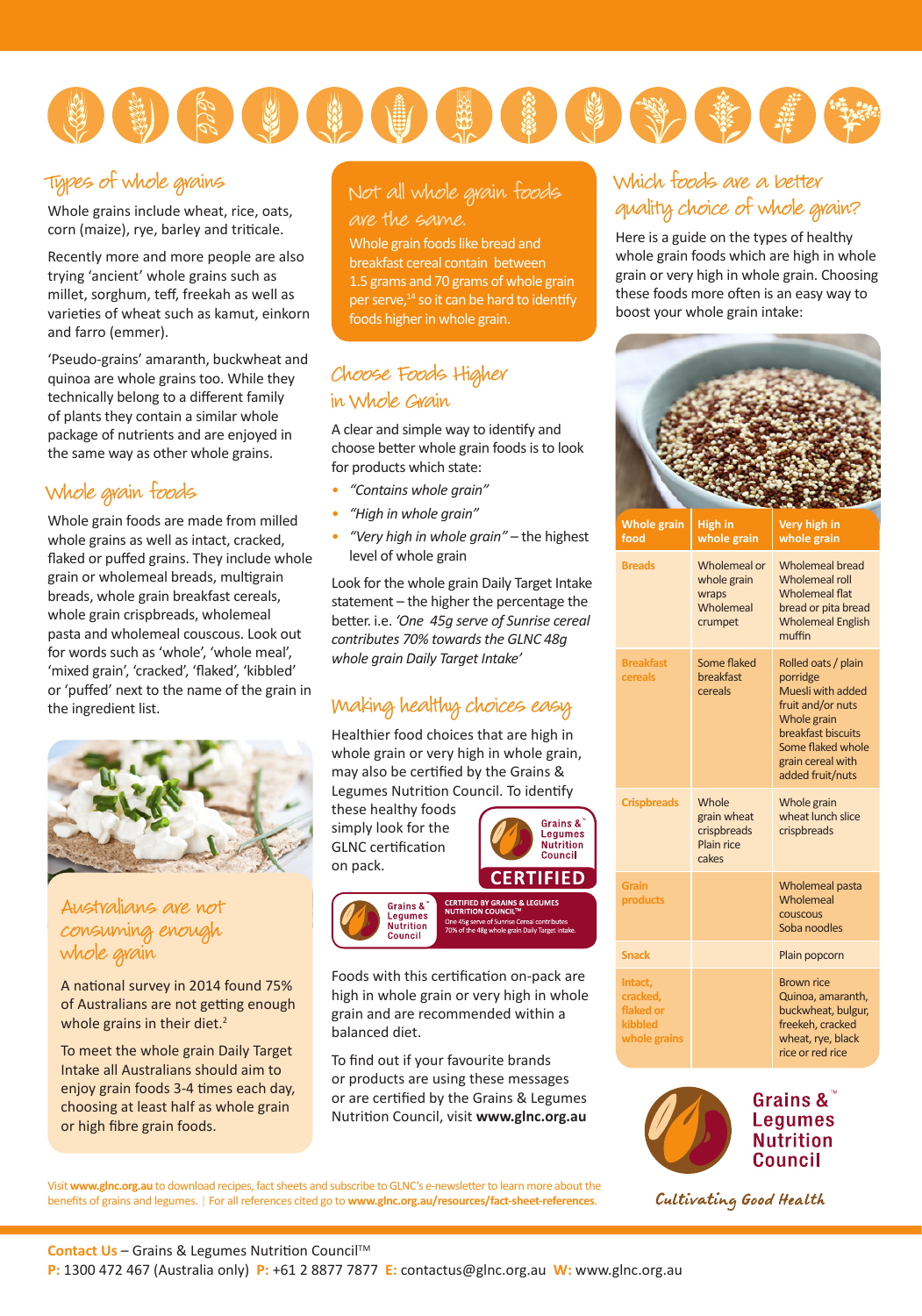## Types of whole grains

Whole grains include wheat, rice, oats, corn (maize), rye, barley and triticale.

Recently more and more people are also trying 'ancient' whole grains such as millet, sorghum, teff, freekah as well as varieties of wheat such as kamut, einkorn and farro (emmer).

'Pseudo-grains' amaranth, buckwheat and quinoa are whole grains too. While they technically belong to a different family of plants they contain a similar whole package of nutrients and are enjoyed in the same way as other whole grains.

## Whole grain foods

Whole grain foods are made from milled whole grains as well as intact, cracked, flaked or puffed grains. They include whole grain or wholemeal breads, multigrain breads, whole grain breakfast cereals, whole grain crispbreads, wholemeal pasta and wholemeal couscous. Look out for words such as 'whole', 'whole meal', 'mixed grain', 'cracked', 'flaked', 'kibbled' or 'puffed' next to the name of the grain in the ingredient list.

## Australians are not consuming enough whole grain

A national survey in 2014 found 75% of Australians are not getting enough whole grains in their diet.[2]

To meet the whole grain Daily Target Intake all Australians should aim to enjoy grain foods 3-4 times each day, choosing at least half as whole grain or high fibre grain foods.

## Not all whole grain foods are the same.

Whole grain foods like bread and breakfast cereal contain between 1.5 grams and 70 grams of whole grain per serve,[14] so it can be hard to identify foods higher in whole grain.

## Choose Foods Higher in Whole Grain

A clear and simple way to identify and choose better whole grain foods is to look for products which state:

- *"Contains whole grain"*
- *"High in whole grain"*
- *"Very high in whole grain"* – the highest level of whole grain

Look for the whole grain Daily Target Intake statement – the higher the percentage the better. i.e. *'One 45g serve of Sunrise cereal contributes 70% towards the GLNC 48g whole grain Daily Target Intake'*

## Making healthy choices easy

Healthier food choices that are high in whole grain or very high in whole grain, may also be certified by the Grains & Legumes Nutrition Council. To identify these healthy foods simply look for the GLNC certification on pack.

Grains & Legumes Nutrition Council CERTIFIED

Grains & Legumes Nutrition Council — CERTIFIED BY GRAINS & LEGUMES NUTRITION COUNCIL™ One 45g serve of Sunrise Cereal contributes 70% of the 48g whole grain Daily Target Intake.

Foods with this certification on-pack are high in whole grain or very high in whole grain and are recommended within a balanced diet.

To find out if your favourite brands or products are using these messages or are certified by the Grains & Legumes Nutrition Council, visit **www.glnc.org.au**

## Which foods are a better quality choice of whole grain?

Here is a guide on the types of healthy whole grain foods which are high in whole grain or very high in whole grain. Choosing these foods more often is an easy way to boost your whole grain intake:

| Whole grain food | High in whole grain | Very high in whole grain |
|---|---|---|
| Breads | Wholemeal or whole grain wraps<br>Wholemeal crumpet | Wholemeal bread<br>Wholemeal roll<br>Wholemeal flat bread or pita bread<br>Wholemeal English muffin |
| Breakfast cereals | Some flaked breakfast cereals | Rolled oats / plain porridge<br>Muesli with added fruit and/or nuts<br>Whole grain breakfast biscuits<br>Some flaked whole grain cereal with added fruit/nuts |
| Crispbreads | Whole grain wheat crispbreads<br>Plain rice cakes | Whole grain wheat lunch slice crispbreads |
| Grain products | | Wholemeal pasta<br>Wholemeal couscous<br>Soba noodles |
| Snack | | Plain popcorn |
| Intact, cracked, flaked or kibbled whole grains | | Brown rice<br>Quinoa, amaranth, buckwheat, bulgur, freekeh, cracked wheat, rye, black rice or red rice |

Grains & Legumes Nutrition Council™

*Cultivating Good Health*

Visit **www.glnc.org.au** to download recipes, fact sheets and subscribe to GLNC's e-newsletter to learn more about the benefits of grains and legumes. | For all references cited go to **www.glnc.org.au/resources/fact-sheet-references**.

**Contact Us** – Grains & Legumes Nutrition Council™
**P:** 1300 472 467 (Australia only) **P:** +61 2 8877 7877 **E:** contactus@glnc.org.au **W:** www.glnc.org.au